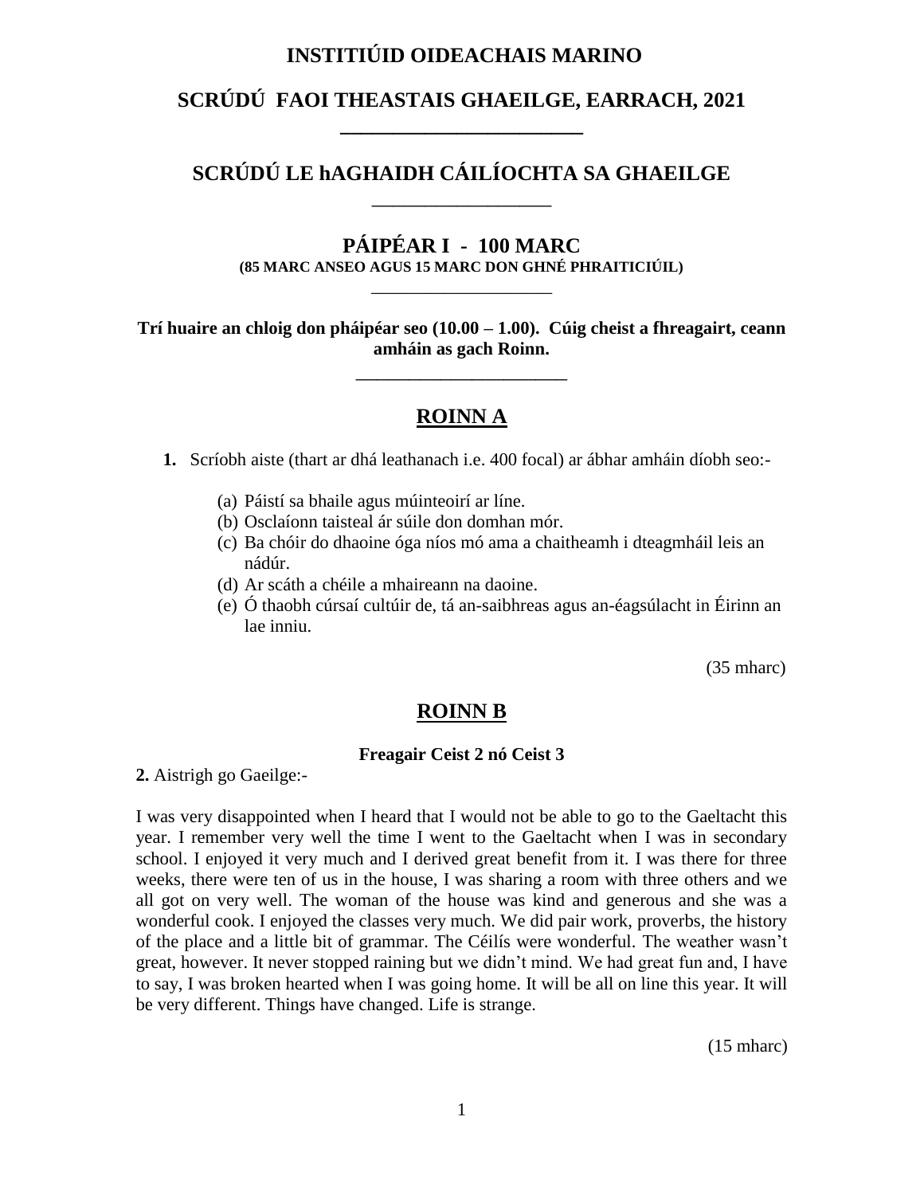# INSTITIÚID OIDEACHAIS MARINO

## SCRÚDÚ FAOI THEASTAIS GHAEILGE, EARRACH, 2021

## SCRÚDÚ LE hAGHAIDH CÁILÍOCHTA SA GHAEILGE

## PÁIPÉAR I - 100 MARC

**(85 MARC ANSEO AGUS 15 MARC DON GHNÉ PHRAITICIÚIL)**

**Trí huaire an chloig don pháipéar seo (10.00 – 1.00). Cúig cheist a fhreagairt, ceann amháin as gach Roinn.**

## ROINN A

**1.** Scríobh aiste (thart ar dhá leathanach i.e. 400 focal) ar ábhar amháin díobh seo:-

(a) Páistí sa bhaile agus múinteoirí ar líne.
(b) Osclaíonn taisteal ár súile don domhan mór.
(c) Ba chóir do dhaoine óga níos mó ama a chaitheamh i dteagmháil leis an nádúr.
(d) Ar scáth a chéile a mhaireann na daoine.
(e) Ó thaobh cúrsaí cultúir de, tá an-saibhreas agus an-éagsúlacht in Éirinn an lae inniu.

(35 mharc)

## ROINN B

**Freagair Ceist 2 nó Ceist 3**

**2.** Aistrigh go Gaeilge:-

I was very disappointed when I heard that I would not be able to go to the Gaeltacht this year. I remember very well the time I went to the Gaeltacht when I was in secondary school. I enjoyed it very much and I derived great benefit from it. I was there for three weeks, there were ten of us in the house, I was sharing a room with three others and we all got on very well. The woman of the house was kind and generous and she was a wonderful cook. I enjoyed the classes very much. We did pair work, proverbs, the history of the place and a little bit of grammar. The Céilís were wonderful. The weather wasn't great, however. It never stopped raining but we didn't mind. We had great fun and, I have to say, I was broken hearted when I was going home. It will be all on line this year. It will be very different. Things have changed. Life is strange.

(15 mharc)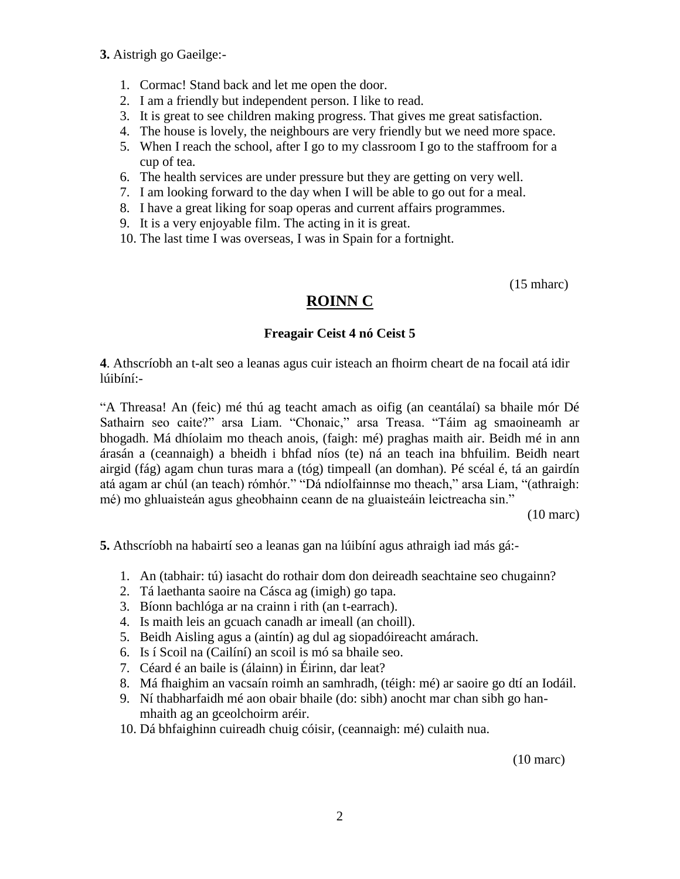**3.** Aistrigh go Gaeilge:-

1. Cormac! Stand back and let me open the door.
2. I am a friendly but independent person. I like to read.
3. It is great to see children making progress. That gives me great satisfaction.
4. The house is lovely, the neighbours are very friendly but we need more space.
5. When I reach the school, after I go to my classroom I go to the staffroom for a cup of tea.
6. The health services are under pressure but they are getting on very well.
7. I am looking forward to the day when I will be able to go out for a meal.
8. I have a great liking for soap operas and current affairs programmes.
9. It is a very enjoyable film. The acting in it is great.
10. The last time I was overseas, I was in Spain for a fortnight.

(15 mharc)

## ROINN C

**Freagair Ceist 4 nó Ceist 5**

**4**. Athscríobh an t-alt seo a leanas agus cuir isteach an fhoirm cheart de na focail atá idir lúibíní:-

"A Threasa! An (feic) mé thú ag teacht amach as oifig (an ceantálaí) sa bhaile mór Dé Sathairn seo caite?" arsa Liam. "Chonaic," arsa Treasa. "Táim ag smaoineamh ar bhogadh. Má dhíolaim mo theach anois, (faigh: mé) praghas maith air. Beidh mé in ann árasán a (ceannaigh) a bheidh i bhfad níos (te) ná an teach ina bhfuilim. Beidh neart airgid (fág) agam chun turas mara a (tóg) timpeall (an domhan). Pé scéal é, tá an gairdín atá agam ar chúl (an teach) rómhór." "Dá ndíolfainnse mo theach," arsa Liam, "(athraigh: mé) mo ghluaisteán agus gheobhainn ceann de na gluaisteáin leictreacha sin."

(10 marc)

**5.** Athscríobh na habairtí seo a leanas gan na lúibíní agus athraigh iad más gá:-

1. An (tabhair: tú) iasacht do rothair dom don deireadh seachtaine seo chugainn?
2. Tá laethanta saoire na Cásca ag (imigh) go tapa.
3. Bíonn bachlóga ar na crainn i rith (an t-earrach).
4. Is maith leis an gcuach canadh ar imeall (an choill).
5. Beidh Aisling agus a (aintín) ag dul ag siopadóireacht amárach.
6. Is í Scoil na (Cailíní) an scoil is mó sa bhaile seo.
7. Céard é an baile is (álainn) in Éirinn, dar leat?
8. Má fhaighim an vacsaín roimh an samhradh, (téigh: mé) ar saoire go dtí an Iodáil.
9. Ní thabharfaidh mé aon obair bhaile (do: sibh) anocht mar chan sibh go han-mhaith ag an gceolchoirm aréir.
10. Dá bhfaighinn cuireadh chuig cóisir, (ceannaigh: mé) culaith nua.

(10 marc)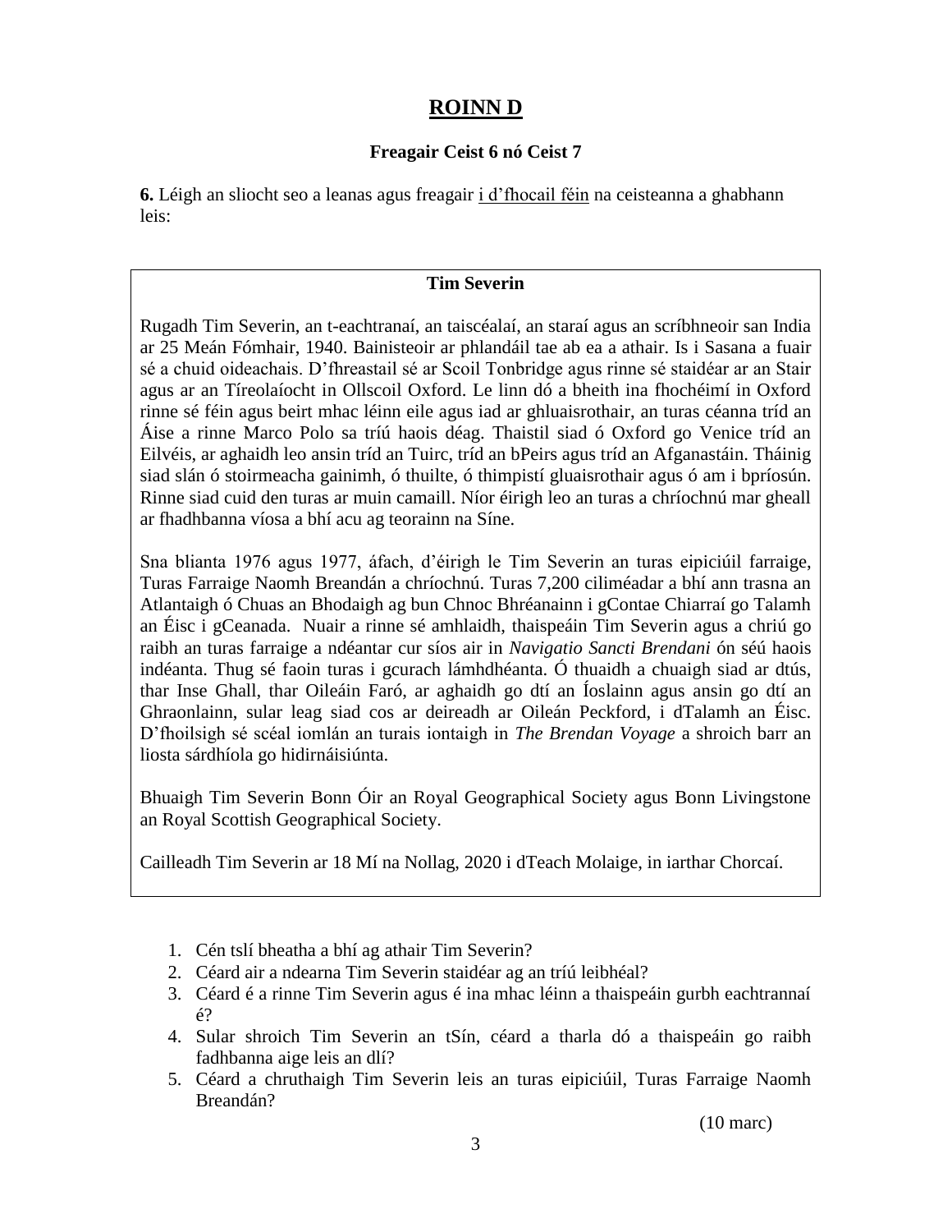# ROINN D

**Freagair Ceist 6 nó Ceist 7**

**6.** Léigh an sliocht seo a leanas agus freagair <u>i d'fhocail féin</u> na ceisteanna a ghabhann leis:

**Tim Severin**

Rugadh Tim Severin, an t-eachtranaí, an taiscéalaí, an staraí agus an scríbhneoir san India ar 25 Meán Fómhair, 1940. Bainisteoir ar phlandáil tae ab ea a athair. Is i Sasana a fuair sé a chuid oideachais. D'fhreastail sé ar Scoil Tonbridge agus rinne sé staidéar ar an Stair agus ar an Tíreolaíocht in Ollscoil Oxford. Le linn dó a bheith ina fhochéimí in Oxford rinne sé féin agus beirt mhac léinn eile agus iad ar ghluaisrothair, an turas céanna tríd an Áise a rinne Marco Polo sa tríú haois déag. Thaistil siad ó Oxford go Venice tríd an Eilvéis, ar aghaidh leo ansin tríd an Tuirc, tríd an bPeirs agus tríd an Afganastáin. Tháinig siad slán ó stoirmeacha gainimh, ó thuilte, ó thimpistí gluaisrothair agus ó am i bpríosún. Rinne siad cuid den turas ar muin camaill. Níor éirigh leo an turas a chríochnú mar gheall ar fhadhbanna víosa a bhí acu ag teorainn na Síne.

Sna blianta 1976 agus 1977, áfach, d'éirigh le Tim Severin an turas eipiciúil farraige, Turas Farraige Naomh Breandán a chríochnú. Turas 7,200 ciliméadar a bhí ann trasna an Atlantaigh ó Chuas an Bhodaigh ag bun Chnoc Bhréanainn i gContae Chiarraí go Talamh an Éisc i gCeanada. Nuair a rinne sé amhlaidh, thaispeáin Tim Severin agus a chriú go raibh an turas farraige a ndéantar cur síos air in *Navigatio Sancti Brendani* ón séú haois indéanta. Thug sé faoin turas i gcurach lámhdhéanta. Ó thuaidh a chuaigh siad ar dtús, thar Inse Ghall, thar Oileáin Faró, ar aghaidh go dtí an Íoslainn agus ansin go dtí an Ghraonlainn, sular leag siad cos ar deireadh ar Oileán Peckford, i dTalamh an Éisc. D'fhoilsigh sé scéal iomlán an turais iontaigh in *The Brendan Voyage* a shroich barr an liosta sárdhíola go hidirnáisiúnta.

Bhuaigh Tim Severin Bonn Óir an Royal Geographical Society agus Bonn Livingstone an Royal Scottish Geographical Society.

Cailleadh Tim Severin ar 18 Mí na Nollag, 2020 i dTeach Molaige, in iarthar Chorcaí.

1. Cén tslí bheatha a bhí ag athair Tim Severin?
2. Céard air a ndearna Tim Severin staidéar ag an tríú leibhéal?
3. Céard é a rinne Tim Severin agus é ina mhac léinn a thaispeáin gurbh eachtrannaí é?
4. Sular shroich Tim Severin an tSín, céard a tharla dó a thaispeáin go raibh fadhbanna aige leis an dlí?
5. Céard a chruthaigh Tim Severin leis an turas eipiciúil, Turas Farraige Naomh Breandán?

(10 marc)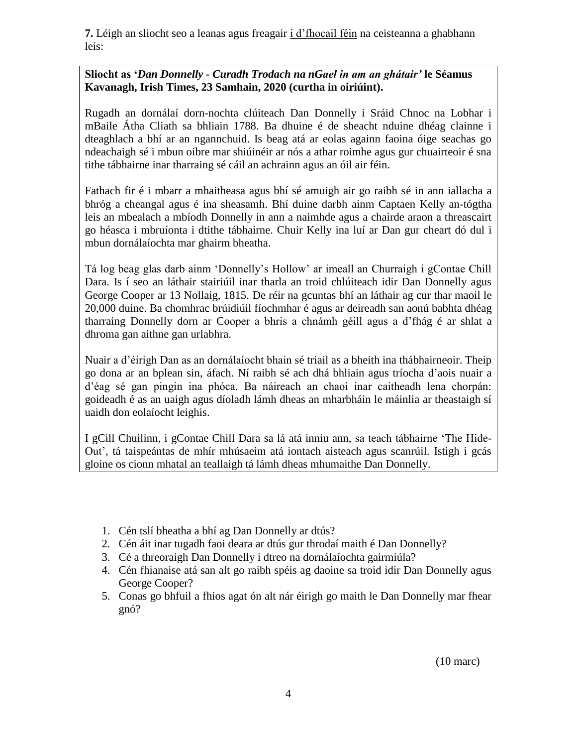**7.** Léigh an sliocht seo a leanas agus freagair i d'fhocail féin na ceisteanna a ghabhann leis:

**Sliocht as '*Dan Donnelly - Curadh Trodach na nGael in am an ghátair*' le Séamus Kavanagh, Irish Times, 23 Samhain, 2020 (curtha in oiriúint).**

Rugadh an dornálaí dorn-nochta clúiteach Dan Donnelly i Sráid Chnoc na Lobhar i mBaile Átha Cliath sa bhliain 1788. Ba dhuine é de sheacht nduine dhéag clainne i dteaghlach a bhí ar an ngannchuid. Is beag atá ar eolas againn faoina óige seachas go ndeachaigh sé i mbun oibre mar shiúinéir ar nós a athar roimhe agus gur chuairteoir é sna tithe tábhairne inar tharraing sé cáil an achrainn agus an óil air féin.

Fathach fir é i mbarr a mhaitheasa agus bhí sé amuigh air go raibh sé in ann iallacha a bhróg a cheangal agus é ina sheasamh. Bhí duine darbh ainm Captaen Kelly an-tógtha leis an mbealach a mbíodh Donnelly in ann a naimhde agus a chairde araon a threascairt go héasca i mbruíonta i dtithe tábhairne. Chuir Kelly ina luí ar Dan gur cheart dó dul i mbun dornálaíochta mar ghairm bheatha.

Tá log beag glas darb ainm 'Donnelly's Hollow' ar imeall an Churraigh i gContae Chill Dara. Is í seo an láthair stairiúil inar tharla an troid chlúiteach idir Dan Donnelly agus George Cooper ar 13 Nollaig, 1815. De réir na gcuntas bhí an láthair ag cur thar maoil le 20,000 duine. Ba chomhrac brúidiúil fíochmhar é agus ar deireadh san aonú babhta dhéag tharraing Donnelly dorn ar Cooper a bhris a chnámh géill agus a d'fhág é ar shlat a dhroma gan aithne gan urlabhra.

Nuair a d'éirigh Dan as an dornálaíocht bhain sé triail as a bheith ina thábhairneoir. Theip go dona ar an bplean sin, áfach. Ní raibh sé ach dhá bhliain agus tríocha d'aois nuair a d'éag sé gan pingin ina phóca. Ba náireach an chaoi inar caitheadh lena chorpán: goideadh é as an uaigh agus díoladh lámh dheas an mharbháin le máinlia ar theastaigh sí uaidh don eolaíocht leighis.

I gCill Chuilinn, i gContae Chill Dara sa lá atá inniu ann, sa teach tábhairne 'The Hide-Out', tá taispeántas de mhír mhúsaeim atá iontach aisteach agus scanrúil. Istigh i gcás gloine os cionn mhatal an teallaigh tá lámh dheas mhumaithe Dan Donnelly.

1. Cén tslí bheatha a bhí ag Dan Donnelly ar dtús?
2. Cén áit inar tugadh faoi deara ar dtús gur throdaí maith é Dan Donnelly?
3. Cé a threoraigh Dan Donnelly i dtreo na dornálaíochta gairmiúla?
4. Cén fhianaise atá san alt go raibh spéis ag daoine sa troid idir Dan Donnelly agus George Cooper?
5. Conas go bhfuil a fhios agat ón alt nár éirigh go maith le Dan Donnelly mar fhear gnó?

(10 marc)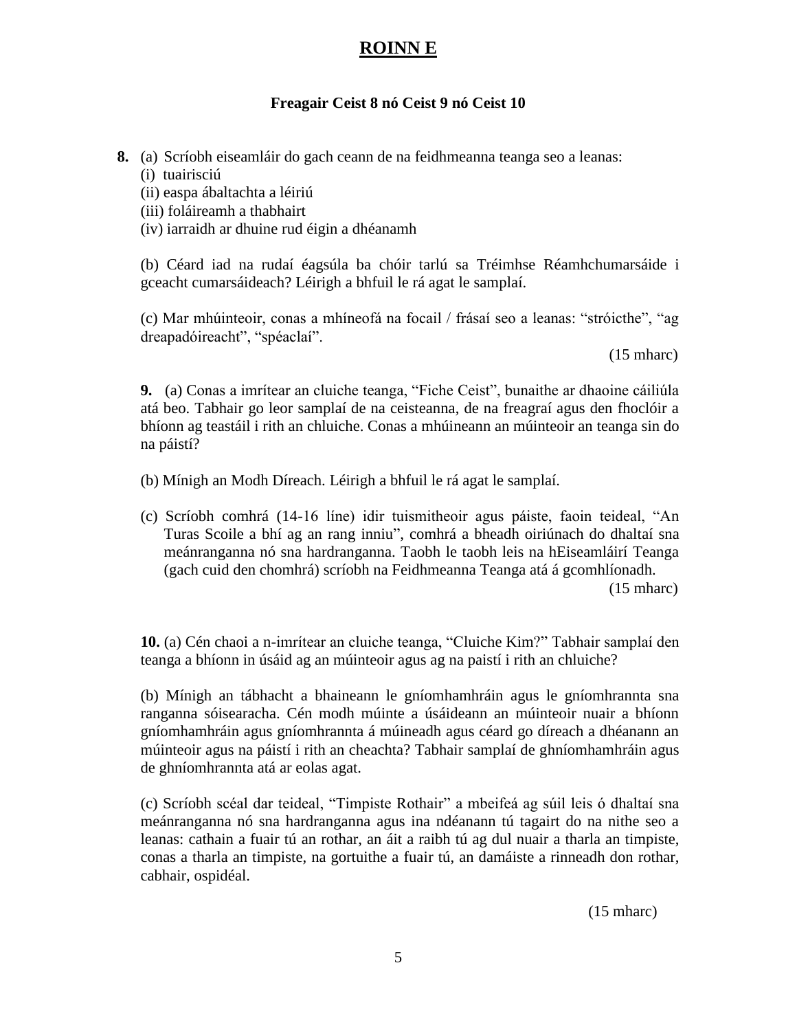# ROINN E

**Freagair Ceist 8 nó Ceist 9 nó Ceist 10**

**8.** (a) Scríobh eiseamláir do gach ceann de na feidhmeanna teanga seo a leanas:
(i) tuairisciú
(ii) easpa ábaltachta a léiriú
(iii) foláireamh a thabhairt
(iv) iarraidh ar dhuine rud éigin a dhéanamh

(b) Céard iad na rudaí éagsúla ba chóir tarlú sa Tréimhse Réamhchumarsáide i gceacht cumarsáideach? Léirigh a bhfuil le rá agat le samplaí.

(c) Mar mhúinteoir, conas a mhíneofá na focail / frásaí seo a leanas: "stróicthe", "ag dreapadóireacht", "spéaclaí".

(15 mharc)

**9.** (a) Conas a imrítear an cluiche teanga, "Fiche Ceist", bunaithe ar dhaoine cáiliúla atá beo. Tabhair go leor samplaí de na ceisteanna, de na freagraí agus den fhoclóir a bhíonn ag teastáil i rith an chluiche. Conas a mhúineann an múinteoir an teanga sin do na páistí?

(b) Mínigh an Modh Díreach. Léirigh a bhfuil le rá agat le samplaí.

(c) Scríobh comhrá (14-16 líne) idir tuismitheoir agus páiste, faoin teideal, "An Turas Scoile a bhí ag an rang inniu", comhrá a bheadh oiriúnach do dhaltaí sna meánranganna nó sna hardranganna. Taobh le taobh leis na hEiseamláirí Teanga (gach cuid den chomhrá) scríobh na Feidhmeanna Teanga atá á gcomhlíonadh.

(15 mharc)

**10.** (a) Cén chaoi a n-imrítear an cluiche teanga, "Cluiche Kim?" Tabhair samplaí den teanga a bhíonn in úsáid ag an múinteoir agus ag na paistí i rith an chluiche?

(b) Mínigh an tábhacht a bhaineann le gníomhamhráin agus le gníomhrannta sna ranganna sóisearacha. Cén modh múinte a úsáideann an múinteoir nuair a bhíonn gníomhamhráin agus gníomhrannta á múineadh agus céard go díreach a dhéanann an múinteoir agus na páistí i rith an cheachta? Tabhair samplaí de ghníomhamhráin agus de ghníomhrannta atá ar eolas agat.

(c) Scríobh scéal dar teideal, "Timpiste Rothair" a mbeifeá ag súil leis ó dhaltaí sna meánranganna nó sna hardranganna agus ina ndéanann tú tagairt do na nithe seo a leanas: cathain a fuair tú an rothar, an áit a raibh tú ag dul nuair a tharla an timpiste, conas a tharla an timpiste, na gortuithe a fuair tú, an damáiste a rinneadh don rothar, cabhair, ospidéal.

(15 mharc)